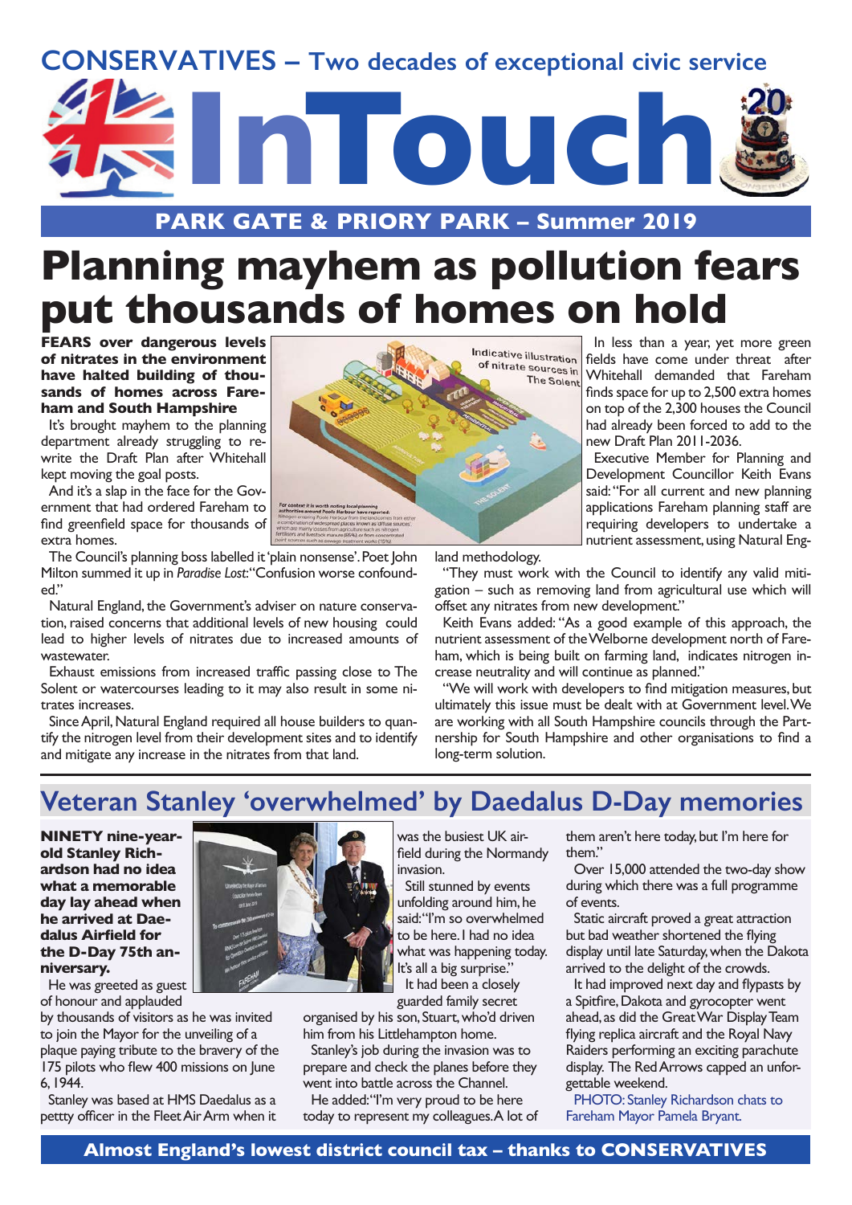# CONSERVATIVES – Two decades of exceptional civic service

# InTouch

## PARK GATE & PRIORY PARK – Summer 2019

# Planning mayhem as pollution fears put thousands of homes on hold

**FEARS over dangerous levels of nitrates in the environment have halted building of thousands of homes across Fareham and South Hampshire**

It's brought mayhem to the planning department already struggling to re-write the Draft Plan after Whitehall kept moving the goal posts.

And it's a slap in the face for the Government that had ordered Fareham to find greenfield space for thousands of extra homes.

The Council's planning boss labelled it 'plain nonsense'. Poet John Milton summed it up in *Paradise Lost*: "Confusion worse confounded."

Natural England, the Government's adviser on nature conservation, raised concerns that additional levels of new housing could lead to higher levels of nitrates due to increased amounts of wastewater.

Exhaust emissions from increased traffic passing close to The Solent or watercourses leading to it may also result in some nitrates increases.

Since April, Natural England required all house builders to quantify the nitrogen level from their development sites and to identify and mitigate any increase in the nitrates from that land.

Indicative illustration of nitrate sources in The Solent

For context it is worth noting local planning authorities around Poole Harbour have reported: Nitrogen entering Poole Harbour from the land comes from either a combination of widespread places known as 'diffuse sources' which are many losses from agriculture such as nitrogen fertilisers and livestock manure (85%), or from concentrated 'point' sources such as sewage treatment works (15%)

In less than a year, yet more green fields have come under threat after Whitehall demanded that Fareham finds space for up to 2,500 extra homes on top of the 2,300 houses the Council had already been forced to add to the new Draft Plan 2011-2036.

Executive Member for Planning and Development Councillor Keith Evans said: "For all current and new planning applications Fareham planning staff are requiring developers to undertake a nutrient assessment, using Natural England methodology.

"They must work with the Council to identify any valid mitigation – such as removing land from agricultural use which will offset any nitrates from new development."

Keith Evans added: "As a good example of this approach, the nutrient assessment of the Welborne development north of Fareham, which is being built on farming land, indicates nitrogen increase neutrality and will continue as planned."

"We will work with developers to find mitigation measures, but ultimately this issue must be dealt with at Government level. We are working with all South Hampshire councils through the Partnership for South Hampshire and other organisations to find a long-term solution.

## Veteran Stanley 'overwhelmed' by Daedalus D-Day memories

**NINETY nine-year-old Stanley Richardson had no idea what a memorable day lay ahead when he arrived at Daedalus Airfield for the D-Day 75th anniversary.**

He was greeted as guest of honour and applauded by thousands of visitors as he was invited to join the Mayor for the unveiling of a plaque paying tribute to the bravery of the 175 pilots who flew 400 missions on June 6, 1944.

Stanley was based at HMS Daedalus as a pettty officer in the Fleet Air Arm when it was the busiest UK airfield during the Normandy invasion.

Still stunned by events unfolding around him, he said: "I'm so overwhelmed to be here. I had no idea what was happening today. It's all a big surprise."

It had been a closely guarded family secret organised by his son, Stuart, who'd driven him from his Littlehampton home.

Stanley's job during the invasion was to prepare and check the planes before they went into battle across the Channel.

He added: "I'm very proud to be here today to represent my colleagues. A lot of them aren't here today, but I'm here for them."

Over 15,000 attended the two-day show during which there was a full programme of events.

Static aircraft proved a great attraction but bad weather shortened the flying display until late Saturday, when the Dakota arrived to the delight of the crowds.

It had improved next day and flypasts by a Spitfire, Dakota and gyrocopter went ahead, as did the Great War Display Team flying replica aircraft and the Royal Navy Raiders performing an exciting parachute display. The Red Arrows capped an unforgettable weekend.

PHOTO: Stanley Richardson chats to Fareham Mayor Pamela Bryant.

**Almost England's lowest district council tax – thanks to CONSERVATIVES**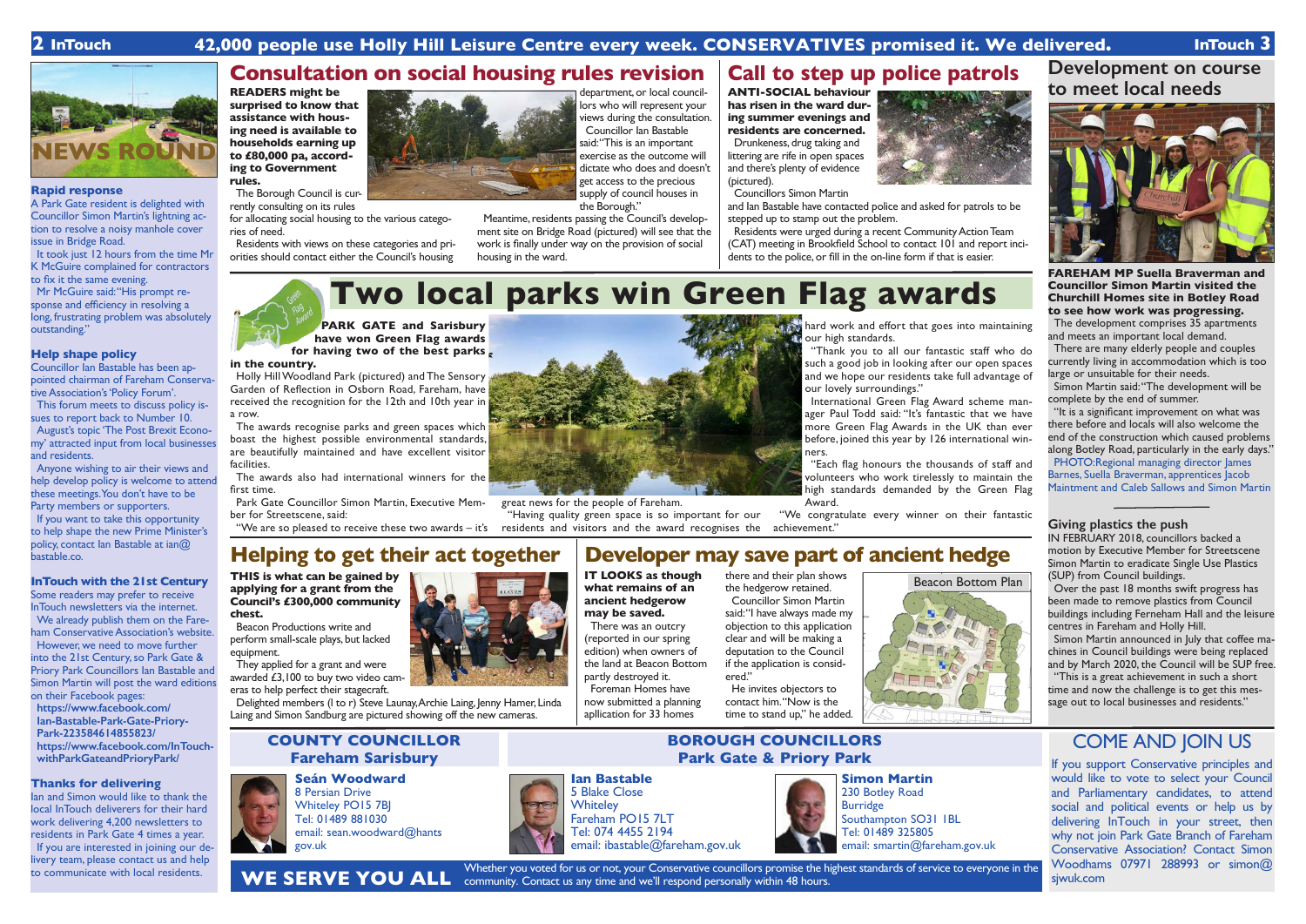42,000 people use Holly Hill Leisure Centre every week. CONSERVATIVES promised it. We delivered.

NEWS ROUND

### Rapid response

A Park Gate resident is delighted with Councillor Simon Martin's lightning action to resolve a noisy manhole cover issue in Bridge Road.

It took just 12 hours from the time Mr K McGuire complained for contractors to fix it the same evening.

Mr McGuire said: "His prompt response and efficiency in resolving a long, frustrating problem was absolutely outstanding."

### Help shape policy

Councillor Ian Bastable has been appointed chairman of Fareham Conservative Association's 'Policy Forum'.

This forum meets to discuss policy issues to report back to Number 10.

August's topic 'The Post Brexit Economy' attracted input from local businesses and residents.

Anyone wishing to air their views and help develop policy is welcome to attend these meetings. You don't have to be Party members or supporters.

If you want to take this opportunity to help shape the new Prime Minister's policy, contact Ian Bastable at ian@bastable.co.

### InTouch with the 21st Century

Some readers may prefer to receive InTouch newsletters via the internet.

We already publish them on the Fareham Conservative Association's website.

However, we need to move further into the 21st Century, so Park Gate & Priory Park Councillors Ian Bastable and Simon Martin will post the ward editions on their Facebook pages:

**https://www.facebook.com/Ian-Bastable-Park-Gate-Priory-Park-223584614855823/**
**https://www.facebook.com/InTouchwithParkGateandPrioryPark/**

### Thanks for delivering

Ian and Simon would like to thank the local InTouch deliverers for their hard work delivering 4,200 newsletters to residents in Park Gate 4 times a year.

If you are interested in joining our delivery team, please contact us and help us to communicate with local residents.

## Consultation on social housing rules revision

**READERS might be surprised to know that assistance with housing need is available to households earning up to £80,000 pa, according to Government rules.**

The Borough Council is currently consulting on its rules for allocating social housing to the various categories of need.

Residents with views on these categories and priorities should contact either the Council's housing department, or local councillors who will represent your views during the consultation.

Councillor Ian Bastable said: "This is an important exercise as the outcome will dictate who does and doesn't get access to the precious supply of council houses in the Borough."

Meantime, residents passing the Council's development site on Bridge Road (pictured) will see that the work is finally under way on the provision of social housing in the ward.

## Call to step up police patrols

**ANTI-SOCIAL behaviour has risen in the ward during summer evenings and residents are concerned.**

Drunkeness, drug taking and littering are rife in open spaces and there's plenty of evidence (pictured).

Councillors Simon Martin and Ian Bastable have contacted police and asked for patrols to be stepped up to stamp out the problem.

Residents were urged during a recent Community Action Team (CAT) meeting in Brookfield School to contact 101 and report incidents to the police, or fill in the on-line form if that is easier.

## Development on course to meet local needs

**FAREHAM MP Suella Braverman and Councillor Simon Martin visited the Churchill Homes site in Botley Road to see how work was progressing.**

The development comprises 35 apartments and meets an important local demand.

There are many elderly people and couples currently living in accommodation which is too large or unsuitable for their needs.

Simon Martin said: "The development will be complete by the end of summer.

"It is a significant improvement on what was there before and locals will also welcome the end of the construction which caused problems along Botley Road, particularly in the early days."

PHOTO: Regional managing director James Barnes, Suella Braverman, apprentices Jacob Maintment and Caleb Sallows and Simon Martin

# Two local parks win Green Flag awards

**PARK GATE and Sarisbury have won Green Flag awards for having two of the best parks in the country.**

Holly Hill Woodland Park (pictured) and The Sensory Garden of Reflection in Osborn Road, Fareham, have received the recognition for the 12th and 10th year in a row.

The awards recognise parks and green spaces which boast the highest possible environmental standards, are beautifully maintained and have excellent visitor facilities.

The awards also had international winners for the first time.

Park Gate Councillor Simon Martin, Executive Member for Streetscene, said:

"We are so pleased to receive these two awards – it's great news for the people of Fareham.

"Having quality green space is so important for our residents and visitors and the award recognises the hard work and effort that goes into maintaining our high standards.

"Thank you to all our fantastic staff who do such a good job in looking after our open spaces and we hope our residents take full advantage of our lovely surroundings."

International Green Flag Award scheme manager Paul Todd said: "It's fantastic that we have more Green Flag Awards in the UK than ever before, joined this year by 126 international winners.

"Each flag honours the thousands of staff and volunteers who work tirelessly to maintain the high standards demanded by the Green Flag Award.

"We congratulate every winner on their fantastic achievement."

## Helping to get their act together

**THIS is what can be gained by applying for a grant from the Council's £300,000 community chest.**

Beacon Productions write and perform small-scale plays, but lacked equipment.

They applied for a grant and were awarded £3,100 to buy two video cameras to help perfect their stagecraft.

Delighted members (l to r) Steve Launay, Archie Laing, Jenny Hamer, Linda Laing and Simon Sandburg are pictured showing off the new cameras.

## Developer may save part of ancient hedge

**IT LOOKS as though what remains of an ancient hedgerow may be saved.**

There was an outcry (reported in our spring edition) when owners of the land at Beacon Bottom partly destroyed it.

Foreman Homes have now submitted a planning apllication for 33 homes there and their plan shows the hedgerow retained.

Councillor Simon Martin said: "I have always made my objection to this application clear and will be making a deputation to the Council if the application is considered."

He invites objectors to contact him. "Now is the time to stand up," he added.

Beacon Bottom Plan

### Giving plastics the push

IN FEBRUARY 2018, councillors backed a motion by Executive Member for Streetscene Simon Martin to eradicate Single Use Plastics (SUP) from Council buildings.

Over the past 18 months swift progress has been made to remove plastics from Council buildings including Ferneham Hall and the leisure centres in Fareham and Holly Hill.

Simon Martin announced in July that coffee machines in Council buildings were being replaced and by March 2020, the Council will be SUP free.

"This is a great achievement in such a short time and now the challenge is to get this message out to local businesses and residents."

### COUNTY COUNCILLOR Fareham Sarisbury

**Seán Woodward**
8 Persian Drive
Whiteley PO15 7BJ
Tel: 01489 881030
email: sean.woodward@hants gov.uk

### BOROUGH COUNCILLORS Park Gate & Priory Park

**Ian Bastable**
5 Blake Close
Whiteley
Fareham PO15 7LT
Tel: 074 4455 2194
email: ibastable@fareham.gov.uk

**Simon Martin**
230 Botley Road
Burridge
Southampton SO31 1BL
Tel: 01489 325805
email: smartin@fareham.gov.uk

## WE SERVE YOU ALL

Whether you voted for us or not, your Conservative councillors promise the highest standards of service to everyone in the community. Contact us any time and we'll respond personally within 48 hours.

## COME AND JOIN US

If you support Conservative principles and would like to vote to select your Council and Parliamentary candidates, to attend social and political events or help us by delivering InTouch in your street, then why not join Park Gate Branch of Fareham Conservative Association? Contact Simon Woodhams 07971 288993 or simon@sjwuk.com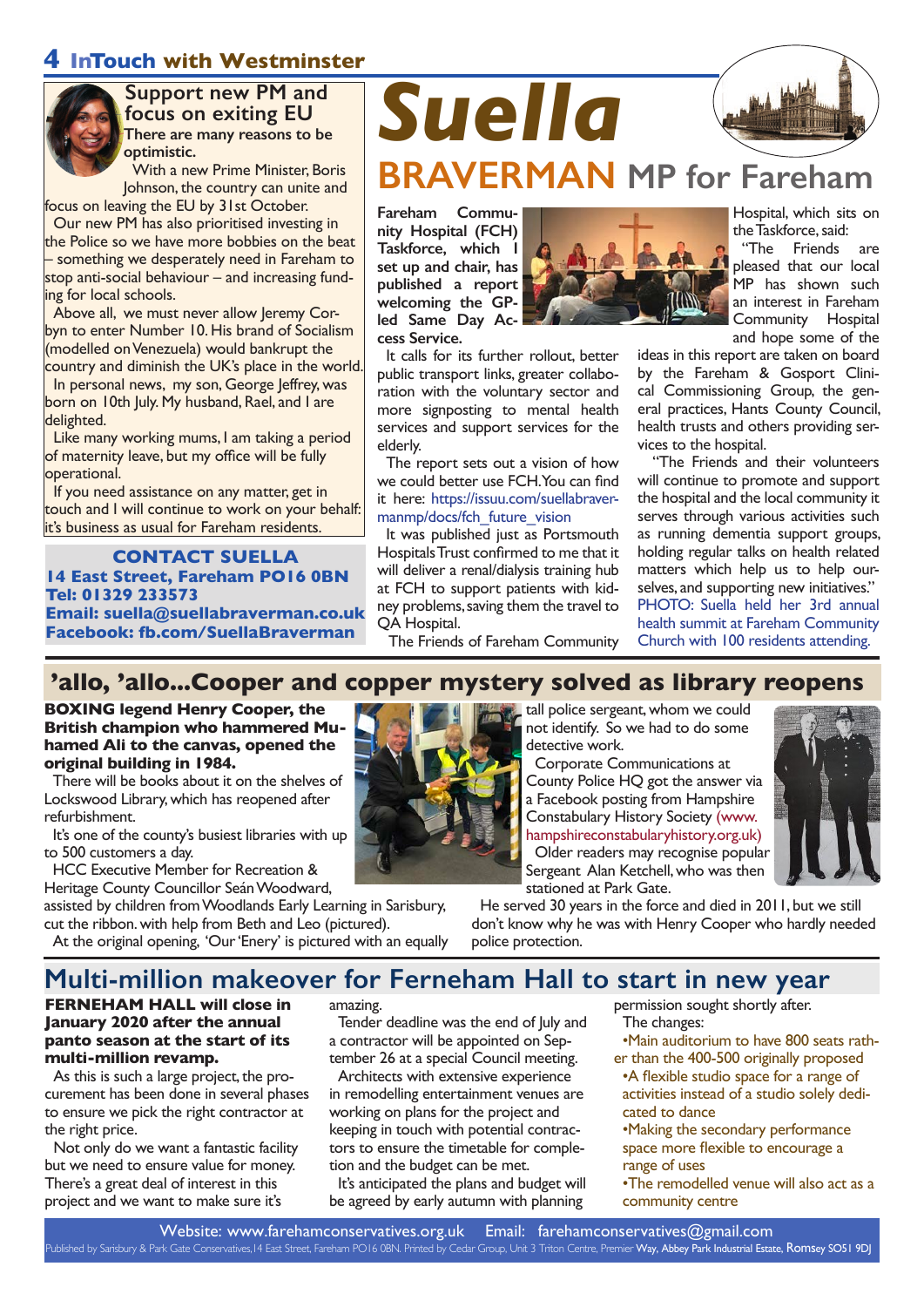## Support new PM and focus on exiting EU

**There are many reasons to be optimistic.**

With a new Prime Minister, Boris Johnson, the country can unite and focus on leaving the EU by 31st October.

Our new PM has also prioritised investing in the Police so we have more bobbies on the beat – something we desperately need in Fareham to stop anti-social behaviour – and increasing funding for local schools.

Above all, we must never allow Jeremy Corbyn to enter Number 10. His brand of Socialism (modelled on Venezuela) would bankrupt the country and diminish the UK's place in the world.

In personal news, my son, George Jeffrey, was born on 10th July. My husband, Rael, and I are delighted.

Like many working mums, I am taking a period of maternity leave, but my office will be fully operational.

If you need assistance on any matter, get in touch and I will continue to work on your behalf: it's business as usual for Fareham residents.

**CONTACT SUELLA**
**14 East Street, Fareham PO16 0BN**
**Tel: 01329 233573**
**Email: suella@suellabraverman.co.uk**
**Facebook: fb.com/SuellaBraverman**

# Suella BRAVERMAN MP for Fareham

**Fareham Community Hospital (FCH) Taskforce, which I set up and chair, has published a report welcoming the GP-led Same Day Access Service.**

It calls for its further rollout, better public transport links, greater collaboration with the voluntary sector and more signposting to mental health services and support services for the elderly.

The report sets out a vision of how we could better use FCH. You can find it here: https://issuu.com/suellabravermanmp/docs/fch_future_vision

It was published just as Portsmouth Hospitals Trust confirmed to me that it will deliver a renal/dialysis training hub at FCH to support patients with kidney problems, saving them the travel to QA Hospital.

The Friends of Fareham Community Hospital, which sits on the Taskforce, said:

"The Friends are pleased that our local MP has shown such an interest in Fareham Community Hospital and hope some of the ideas in this report are taken on board by the Fareham & Gosport Clinical Commissioning Group, the general practices, Hants County Council, health trusts and others providing services to the hospital.

"The Friends and their volunteers will continue to promote and support the hospital and the local community it serves through various activities such as running dementia support groups, holding regular talks on health related matters which help us to help ourselves, and supporting new initiatives."

PHOTO: Suella held her 3rd annual health summit at Fareham Community Church with 100 residents attending.

## 'allo, 'allo...Cooper and copper mystery solved as library reopens

**BOXING legend Henry Cooper, the British champion who hammered Muhamed Ali to the canvas, opened the original building in 1984.**

There will be books about it on the shelves of Lockswood Library, which has reopened after refurbishment.

It's one of the county's busiest libraries with up to 500 customers a day.

HCC Executive Member for Recreation & Heritage County Councillor Seán Woodward, assisted by children from Woodlands Early Learning in Sarisbury, cut the ribbon. with help from Beth and Leo (pictured).

At the original opening, 'Our 'Enery' is pictured with an equally tall police sergeant, whom we could not identify. So we had to do some detective work.

Corporate Communications at County Police HQ got the answer via a Facebook posting from Hampshire Constabulary History Society (www.hampshireconstabularyhistory.org.uk)

Older readers may recognise popular Sergeant Alan Ketchell, who was then stationed at Park Gate.

He served 30 years in the force and died in 2011, but we still don't know why he was with Henry Cooper who hardly needed police protection.

## Multi-million makeover for Ferneham Hall to start in new year

**FERNEHAM HALL will close in January 2020 after the annual panto season at the start of its multi-million revamp.**

As this is such a large project, the procurement has been done in several phases to ensure we pick the right contractor at the right price.

Not only do we want a fantastic facility but we need to ensure value for money. There's a great deal of interest in this project and we want to make sure it's amazing.

Tender deadline was the end of July and a contractor will be appointed on September 26 at a special Council meeting.

Architects with extensive experience in remodelling entertainment venues are working on plans for the project and keeping in touch with potential contractors to ensure the timetable for completion and the budget can be met.

It's anticipated the plans and budget will be agreed by early autumn with planning permission sought shortly after.

The changes:

- Main auditorium to have 800 seats rather than the 400-500 originally proposed
- A flexible studio space for a range of activities instead of a studio solely dedicated to dance
- Making the secondary performance space more flexible to encourage a range of uses
- The remodelled venue will also act as a community centre

Website: www.farehamconservatives.org.uk Email: farehamconservatives@gmail.com

Published by Sarisbury & Park Gate Conservatives, 14 East Street, Fareham PO16 0BN. Printed by Cedar Group, Unit 3 Triton Centre, Premier Way, Abbey Park Industrial Estate, Romsey SO51 9DJ